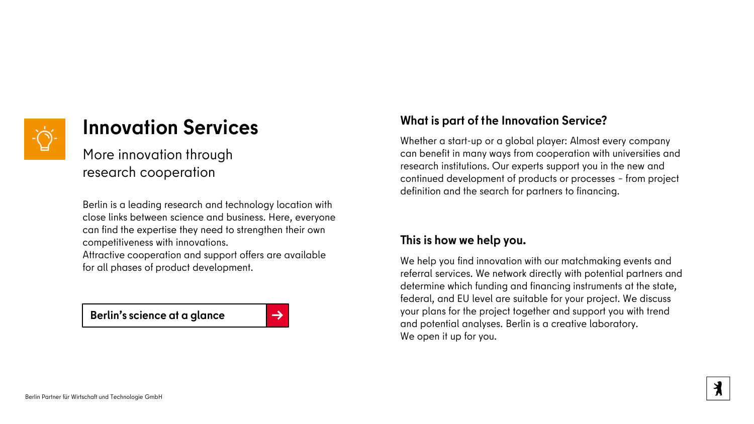# Innovation Services

More innovation through research cooperation

Berlin is a leading research and technology location with close links between science and business. Here, everyone can find the expertise they need to strengthen their own competitiveness with innovations.
Attractive cooperation and support offers are available for all phases of product development.

**Berlin's science at a glance** →

## What is part of the Innovation Service?

Whether a start-up or a global player: Almost every company can benefit in many ways from cooperation with universities and research institutions. Our experts support you in the new and continued development of products or processes – from project definition and the search for partners to financing.

## This is how we help you.

We help you find innovation with our matchmaking events and referral services. We network directly with potential partners and determine which funding and financing instruments at the state, federal, and EU level are suitable for your project. We discuss your plans for the project together and support you with trend and potential analyses. Berlin is a creative laboratory.
We open it up for you.

Berlin Partner für Wirtschaft und Technologie GmbH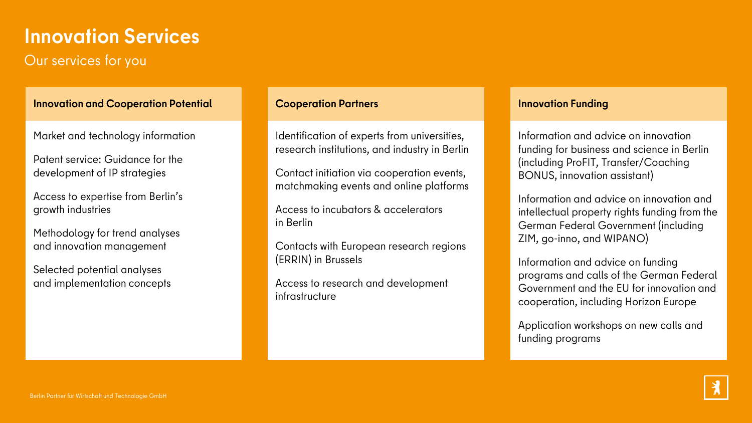# Innovation Services

Our services for you

### Innovation and Cooperation Potential

- Market and technology information
- Patent service: Guidance for the development of IP strategies
- Access to expertise from Berlin's growth industries
- Methodology for trend analyses and innovation management
- Selected potential analyses and implementation concepts

### Cooperation Partners

- Identification of experts from universities, research institutions, and industry in Berlin
- Contact initiation via cooperation events, matchmaking events and online platforms
- Access to incubators & accelerators in Berlin
- Contacts with European research regions (ERRIN) in Brussels
- Access to research and development infrastructure

### Innovation Funding

- Information and advice on innovation funding for business and science in Berlin (including ProFIT, Transfer/Coaching BONUS, innovation assistant)
- Information and advice on innovation and intellectual property rights funding from the German Federal Government (including ZIM, go-inno, and WIPANO)
- Information and advice on funding programs and calls of the German Federal Government and the EU for innovation and cooperation, including Horizon Europe
- Application workshops on new calls and funding programs